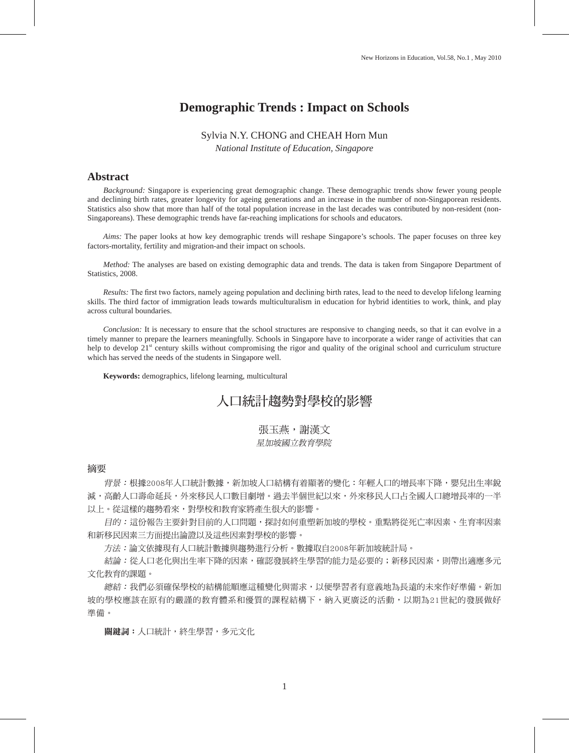# Demographic Trends : Impact on Schools

Sylvia N.Y. CHONG and CHEAH Horn Mun

*National Institute of Education, Singapore*

## Abstract

*Background:* Singapore is experiencing great demographic change. These demographic trends show fewer young people and declining birth rates, greater longevity for ageing generations and an increase in the number of non-Singaporean residents. Statistics also show that more than half of the total population increase in the last decades was contributed by non-resident (non-Singaporeans). These demographic trends have far-reaching implications for schools and educators.

*Aims:* The paper looks at how key demographic trends will reshape Singapore's schools. The paper focuses on three key factors-mortality, fertility and migration-and their impact on schools.

*Method:* The analyses are based on existing demographic data and trends. The data is taken from Singapore Department of Statistics, 2008.

*Results:* The first two factors, namely ageing population and declining birth rates, lead to the need to develop lifelong learning skills. The third factor of immigration leads towards multiculturalism in education for hybrid identities to work, think, and play across cultural boundaries.

*Conclusion:* It is necessary to ensure that the school structures are responsive to changing needs, so that it can evolve in a timely manner to prepare the learners meaningfully. Schools in Singapore have to incorporate a wider range of activities that can help to develop 21st century skills without compromising the rigor and quality of the original school and curriculum structure which has served the needs of the students in Singapore well.

**Keywords:** demographics, lifelong learning, multicultural

# 人口統計趨勢對學校的影響

張玉燕，謝漢文

*星加坡國立教育學院*

## 摘要

*背景：*根據2008年人口統計數據，新加坡人口結構有着顯著的變化：年輕人口的增長率下降，嬰兒出生率銳減，高齡人口壽命延長，外來移民人口數目劇增。過去半個世紀以來，外來移民人口占全國人口總增長率的一半以上。從這樣的趨勢看來，對學校和教育家將產生很大的影響。

*目的：*這份報告主要針對目前的人口問題，探討如何重塑新加坡的學校。重點將從死亡率因素、生育率因素和新移民因素三方面提出論證以及這些因素對學校的影響。

*方法：*論文依據現有人口統計數據與趨勢進行分析。數據取自2008年新加坡統計局。

*結論：*從人口老化與出生率下降的因素，確認發展終生學習的能力是必要的；新移民因素，則帶出適應多元文化教育的課題。

*總結：*我們必須確保學校的結構能順應這種變化與需求，以便學習者有意義地為長遠的未來作好準備。新加坡的學校應該在原有的嚴謹的教育體系和優質的課程結構下，納入更廣泛的活動，以期為21世紀的發展做好準備。

**關鍵詞：**人口統計，終生學習，多元文化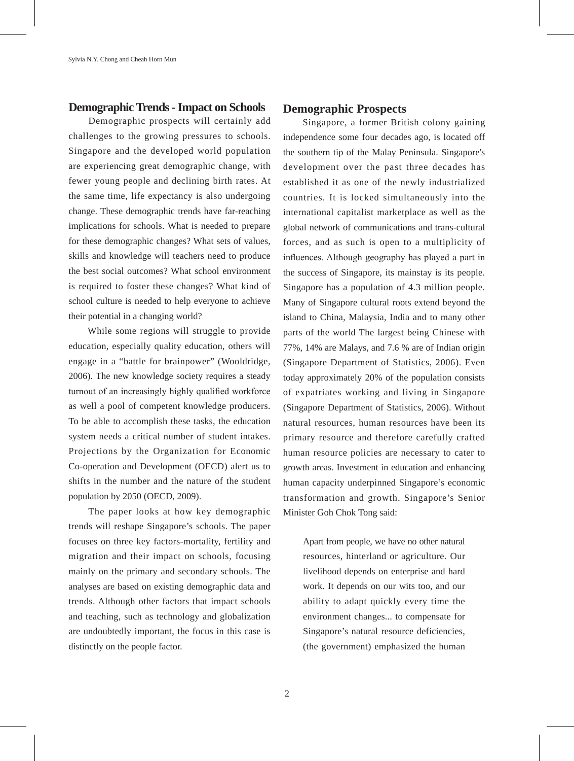## Demographic Trends - Impact on Schools

Demographic prospects will certainly add challenges to the growing pressures to schools. Singapore and the developed world population are experiencing great demographic change, with fewer young people and declining birth rates. At the same time, life expectancy is also undergoing change. These demographic trends have far-reaching implications for schools. What is needed to prepare for these demographic changes? What sets of values, skills and knowledge will teachers need to produce the best social outcomes? What school environment is required to foster these changes? What kind of school culture is needed to help everyone to achieve their potential in a changing world?

While some regions will struggle to provide education, especially quality education, others will engage in a "battle for brainpower" (Wooldridge, 2006). The new knowledge society requires a steady turnout of an increasingly highly qualified workforce as well a pool of competent knowledge producers. To be able to accomplish these tasks, the education system needs a critical number of student intakes. Projections by the Organization for Economic Co-operation and Development (OECD) alert us to shifts in the number and the nature of the student population by 2050 (OECD, 2009).

The paper looks at how key demographic trends will reshape Singapore's schools. The paper focuses on three key factors-mortality, fertility and migration and their impact on schools, focusing mainly on the primary and secondary schools. The analyses are based on existing demographic data and trends. Although other factors that impact schools and teaching, such as technology and globalization are undoubtedly important, the focus in this case is distinctly on the people factor.

## Demographic Prospects

Singapore, a former British colony gaining independence some four decades ago, is located off the southern tip of the Malay Peninsula. Singapore's development over the past three decades has established it as one of the newly industrialized countries. It is locked simultaneously into the international capitalist marketplace as well as the global network of communications and trans-cultural forces, and as such is open to a multiplicity of influences. Although geography has played a part in the success of Singapore, its mainstay is its people. Singapore has a population of 4.3 million people. Many of Singapore cultural roots extend beyond the island to China, Malaysia, India and to many other parts of the world The largest being Chinese with 77%, 14% are Malays, and 7.6 % are of Indian origin (Singapore Department of Statistics, 2006). Even today approximately 20% of the population consists of expatriates working and living in Singapore (Singapore Department of Statistics, 2006). Without natural resources, human resources have been its primary resource and therefore carefully crafted human resource policies are necessary to cater to growth areas. Investment in education and enhancing human capacity underpinned Singapore's economic transformation and growth. Singapore's Senior Minister Goh Chok Tong said:

> Apart from people, we have no other natural resources, hinterland or agriculture. Our livelihood depends on enterprise and hard work. It depends on our wits too, and our ability to adapt quickly every time the environment changes... to compensate for Singapore's natural resource deficiencies, (the government) emphasized the human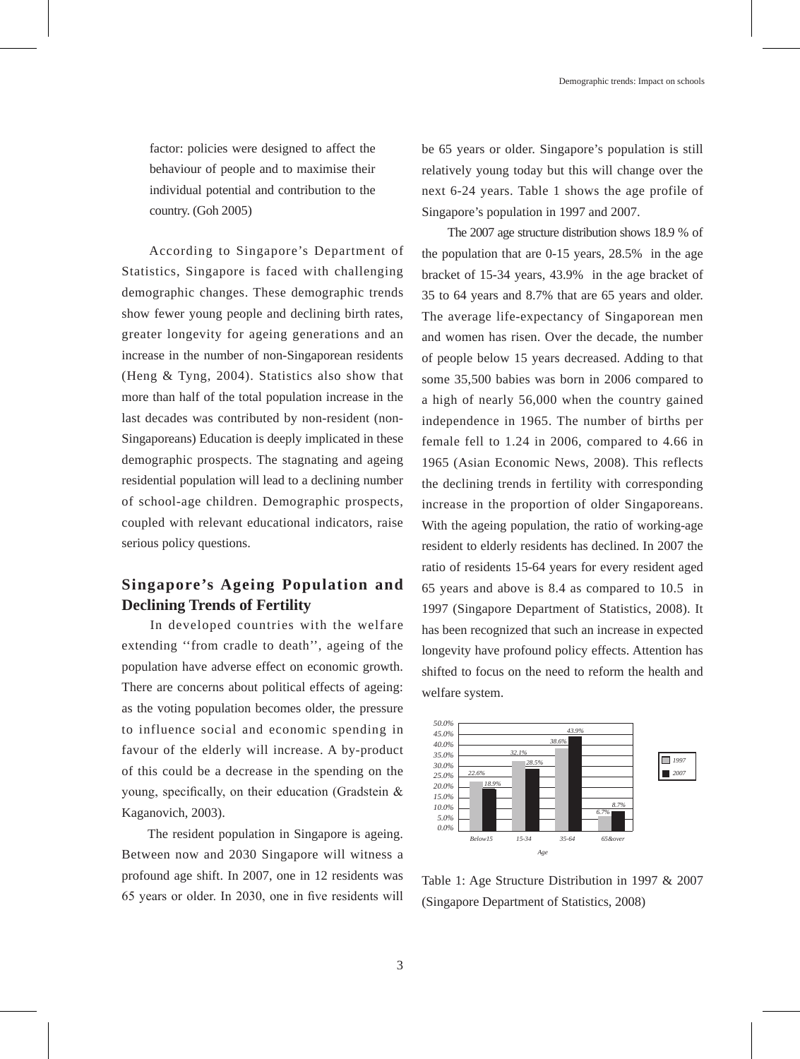factor: policies were designed to affect the behaviour of people and to maximise their individual potential and contribution to the country. (Goh 2005)

According to Singapore's Department of Statistics, Singapore is faced with challenging demographic changes. These demographic trends show fewer young people and declining birth rates, greater longevity for ageing generations and an increase in the number of non-Singaporean residents (Heng & Tyng, 2004). Statistics also show that more than half of the total population increase in the last decades was contributed by non-resident (non-Singaporeans) Education is deeply implicated in these demographic prospects. The stagnating and ageing residential population will lead to a declining number of school-age children. Demographic prospects, coupled with relevant educational indicators, raise serious policy questions.

## Singapore's Ageing Population and Declining Trends of Fertility

In developed countries with the welfare extending ''from cradle to death'', ageing of the population have adverse effect on economic growth. There are concerns about political effects of ageing: as the voting population becomes older, the pressure to influence social and economic spending in favour of the elderly will increase. A by-product of this could be a decrease in the spending on the young, specifically, on their education (Gradstein & Kaganovich, 2003).

The resident population in Singapore is ageing. Between now and 2030 Singapore will witness a profound age shift. In 2007, one in 12 residents was 65 years or older. In 2030, one in five residents will be 65 years or older. Singapore's population is still relatively young today but this will change over the next 6-24 years. Table 1 shows the age profile of Singapore's population in 1997 and 2007.

The 2007 age structure distribution shows 18.9 % of the population that are 0-15 years, 28.5% in the age bracket of 15-34 years, 43.9% in the age bracket of 35 to 64 years and 8.7% that are 65 years and older. The average life-expectancy of Singaporean men and women has risen. Over the decade, the number of people below 15 years decreased. Adding to that some 35,500 babies was born in 2006 compared to a high of nearly 56,000 when the country gained independence in 1965. The number of births per female fell to 1.24 in 2006, compared to 4.66 in 1965 (Asian Economic News, 2008). This reflects the declining trends in fertility with corresponding increase in the proportion of older Singaporeans. With the ageing population, the ratio of working-age resident to elderly residents has declined. In 2007 the ratio of residents 15-64 years for every resident aged 65 years and above is 8.4 as compared to 10.5 in 1997 (Singapore Department of Statistics, 2008). It has been recognized that such an increase in expected longevity have profound policy effects. Attention has shifted to focus on the need to reform the health and welfare system.

| Age | 1997 | 2007 |
|---|---|---|
| Below15 | 22.6% | 18.9% |
| 15-34 | 32.1% | 28.5% |
| 35-64 | 38.6% | 43.9% |
| 65&over | 6.7% | 8.7% |

Table 1: Age Structure Distribution in 1997 & 2007 (Singapore Department of Statistics, 2008)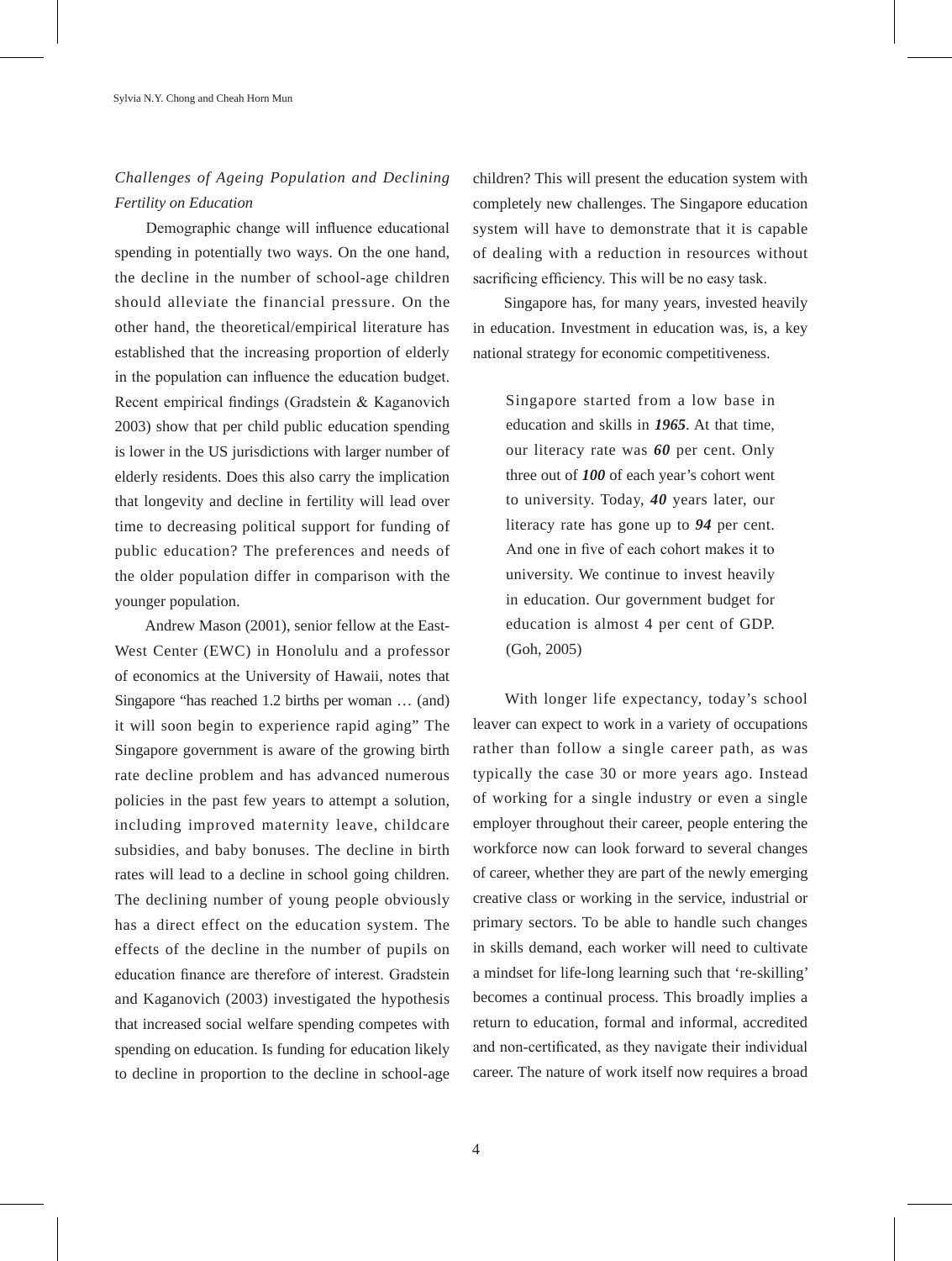*Challenges of Ageing Population and Declining Fertility on Education*

Demographic change will influence educational spending in potentially two ways. On the one hand, the decline in the number of school-age children should alleviate the financial pressure. On the other hand, the theoretical/empirical literature has established that the increasing proportion of elderly in the population can influence the education budget. Recent empirical findings (Gradstein & Kaganovich 2003) show that per child public education spending is lower in the US jurisdictions with larger number of elderly residents. Does this also carry the implication that longevity and decline in fertility will lead over time to decreasing political support for funding of public education? The preferences and needs of the older population differ in comparison with the younger population.

Andrew Mason (2001), senior fellow at the East-West Center (EWC) in Honolulu and a professor of economics at the University of Hawaii, notes that Singapore "has reached 1.2 births per woman … (and) it will soon begin to experience rapid aging" The Singapore government is aware of the growing birth rate decline problem and has advanced numerous policies in the past few years to attempt a solution, including improved maternity leave, childcare subsidies, and baby bonuses. The decline in birth rates will lead to a decline in school going children. The declining number of young people obviously has a direct effect on the education system. The effects of the decline in the number of pupils on education finance are therefore of interest. Gradstein and Kaganovich (2003) investigated the hypothesis that increased social welfare spending competes with spending on education. Is funding for education likely to decline in proportion to the decline in school-age children? This will present the education system with completely new challenges. The Singapore education system will have to demonstrate that it is capable of dealing with a reduction in resources without sacrificing efficiency. This will be no easy task.

Singapore has, for many years, invested heavily in education. Investment in education was, is, a key national strategy for economic competitiveness.

> Singapore started from a low base in education and skills in ***1965***. At that time, our literacy rate was ***60*** per cent. Only three out of ***100*** of each year's cohort went to university. Today, ***40*** years later, our literacy rate has gone up to ***94*** per cent. And one in five of each cohort makes it to university. We continue to invest heavily in education. Our government budget for education is almost 4 per cent of GDP. (Goh, 2005)

With longer life expectancy, today's school leaver can expect to work in a variety of occupations rather than follow a single career path, as was typically the case 30 or more years ago. Instead of working for a single industry or even a single employer throughout their career, people entering the workforce now can look forward to several changes of career, whether they are part of the newly emerging creative class or working in the service, industrial or primary sectors. To be able to handle such changes in skills demand, each worker will need to cultivate a mindset for life-long learning such that 're-skilling' becomes a continual process. This broadly implies a return to education, formal and informal, accredited and non-certificated, as they navigate their individual career. The nature of work itself now requires a broad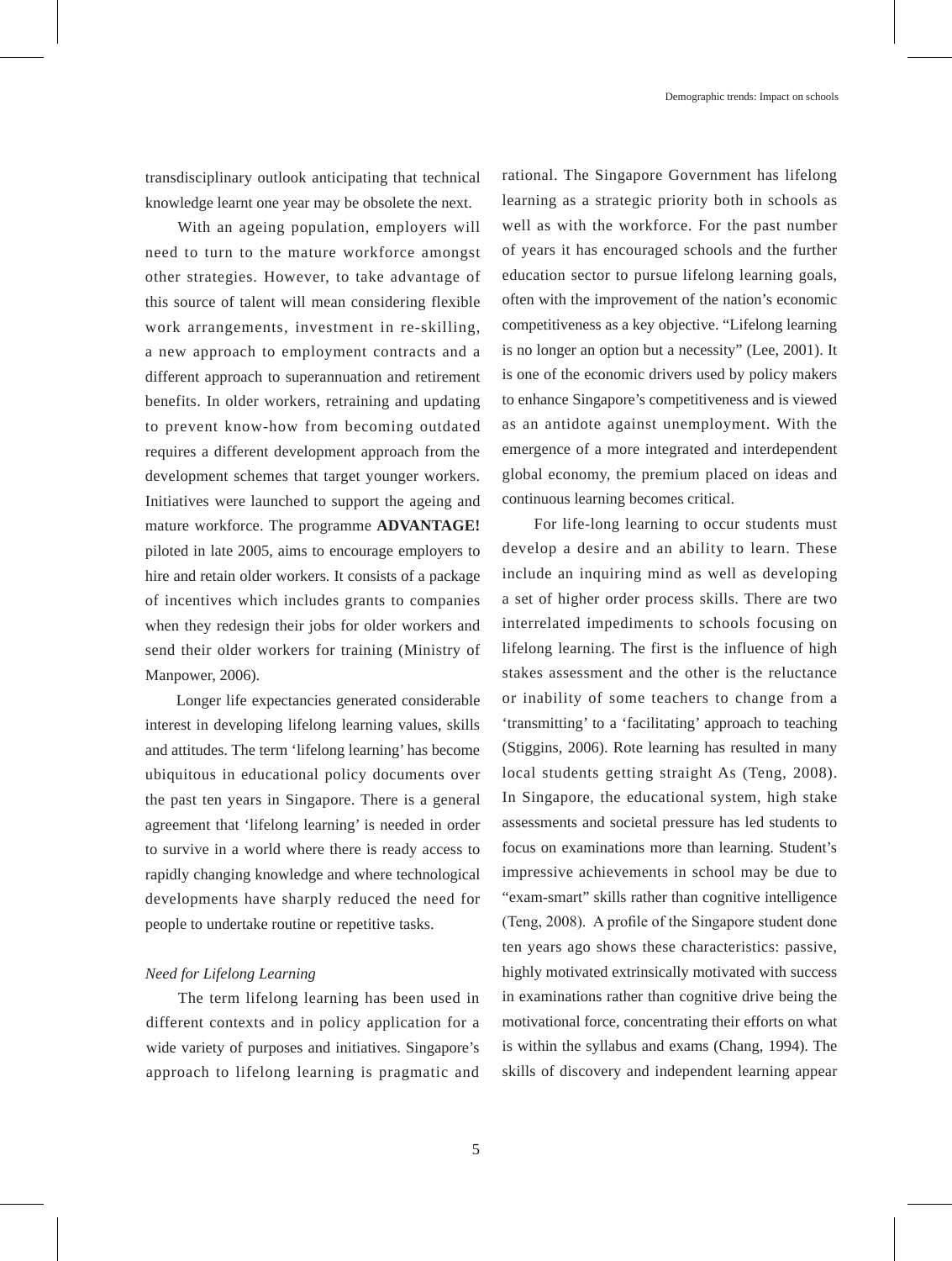transdisciplinary outlook anticipating that technical knowledge learnt one year may be obsolete the next.

With an ageing population, employers will need to turn to the mature workforce amongst other strategies. However, to take advantage of this source of talent will mean considering flexible work arrangements, investment in re-skilling, a new approach to employment contracts and a different approach to superannuation and retirement benefits. In older workers, retraining and updating to prevent know-how from becoming outdated requires a different development approach from the development schemes that target younger workers. Initiatives were launched to support the ageing and mature workforce. The programme **ADVANTAGE!** piloted in late 2005, aims to encourage employers to hire and retain older workers. It consists of a package of incentives which includes grants to companies when they redesign their jobs for older workers and send their older workers for training (Ministry of Manpower, 2006).

Longer life expectancies generated considerable interest in developing lifelong learning values, skills and attitudes. The term 'lifelong learning' has become ubiquitous in educational policy documents over the past ten years in Singapore. There is a general agreement that 'lifelong learning' is needed in order to survive in a world where there is ready access to rapidly changing knowledge and where technological developments have sharply reduced the need for people to undertake routine or repetitive tasks.

*Need for Lifelong Learning*

The term lifelong learning has been used in different contexts and in policy application for a wide variety of purposes and initiatives. Singapore's approach to lifelong learning is pragmatic and rational. The Singapore Government has lifelong learning as a strategic priority both in schools as well as with the workforce. For the past number of years it has encouraged schools and the further education sector to pursue lifelong learning goals, often with the improvement of the nation's economic competitiveness as a key objective. "Lifelong learning is no longer an option but a necessity" (Lee, 2001). It is one of the economic drivers used by policy makers to enhance Singapore's competitiveness and is viewed as an antidote against unemployment. With the emergence of a more integrated and interdependent global economy, the premium placed on ideas and continuous learning becomes critical.

For life-long learning to occur students must develop a desire and an ability to learn. These include an inquiring mind as well as developing a set of higher order process skills. There are two interrelated impediments to schools focusing on lifelong learning. The first is the influence of high stakes assessment and the other is the reluctance or inability of some teachers to change from a 'transmitting' to a 'facilitating' approach to teaching (Stiggins, 2006). Rote learning has resulted in many local students getting straight As (Teng, 2008). In Singapore, the educational system, high stake assessments and societal pressure has led students to focus on examinations more than learning. Student's impressive achievements in school may be due to "exam-smart" skills rather than cognitive intelligence (Teng, 2008). A profile of the Singapore student done ten years ago shows these characteristics: passive, highly motivated extrinsically motivated with success in examinations rather than cognitive drive being the motivational force, concentrating their efforts on what is within the syllabus and exams (Chang, 1994). The skills of discovery and independent learning appear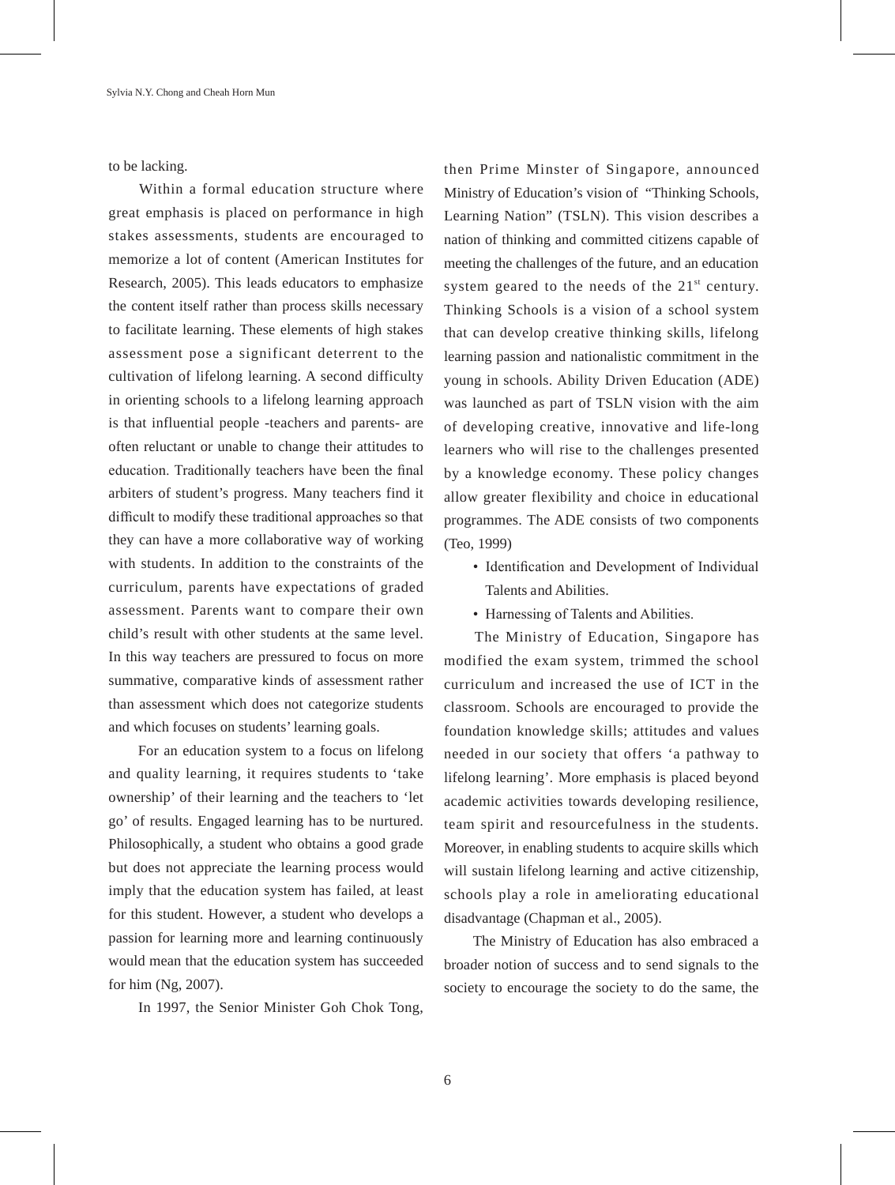to be lacking.

Within a formal education structure where great emphasis is placed on performance in high stakes assessments, students are encouraged to memorize a lot of content (American Institutes for Research, 2005). This leads educators to emphasize the content itself rather than process skills necessary to facilitate learning. These elements of high stakes assessment pose a significant deterrent to the cultivation of lifelong learning. A second difficulty in orienting schools to a lifelong learning approach is that influential people -teachers and parents- are often reluctant or unable to change their attitudes to education. Traditionally teachers have been the final arbiters of student's progress. Many teachers find it difficult to modify these traditional approaches so that they can have a more collaborative way of working with students. In addition to the constraints of the curriculum, parents have expectations of graded assessment. Parents want to compare their own child's result with other students at the same level. In this way teachers are pressured to focus on more summative, comparative kinds of assessment rather than assessment which does not categorize students and which focuses on students' learning goals.

For an education system to a focus on lifelong and quality learning, it requires students to 'take ownership' of their learning and the teachers to 'let go' of results. Engaged learning has to be nurtured. Philosophically, a student who obtains a good grade but does not appreciate the learning process would imply that the education system has failed, at least for this student. However, a student who develops a passion for learning more and learning continuously would mean that the education system has succeeded for him (Ng, 2007).

In 1997, the Senior Minister Goh Chok Tong, then Prime Minster of Singapore, announced Ministry of Education's vision of "Thinking Schools, Learning Nation" (TSLN). This vision describes a nation of thinking and committed citizens capable of meeting the challenges of the future, and an education system geared to the needs of the 21st century. Thinking Schools is a vision of a school system that can develop creative thinking skills, lifelong learning passion and nationalistic commitment in the young in schools. Ability Driven Education (ADE) was launched as part of TSLN vision with the aim of developing creative, innovative and life-long learners who will rise to the challenges presented by a knowledge economy. These policy changes allow greater flexibility and choice in educational programmes. The ADE consists of two components (Teo, 1999)

- Identification and Development of Individual Talents and Abilities.
- Harnessing of Talents and Abilities.

The Ministry of Education, Singapore has modified the exam system, trimmed the school curriculum and increased the use of ICT in the classroom. Schools are encouraged to provide the foundation knowledge skills; attitudes and values needed in our society that offers 'a pathway to lifelong learning'. More emphasis is placed beyond academic activities towards developing resilience, team spirit and resourcefulness in the students. Moreover, in enabling students to acquire skills which will sustain lifelong learning and active citizenship, schools play a role in ameliorating educational disadvantage (Chapman et al., 2005).

The Ministry of Education has also embraced a broader notion of success and to send signals to the society to encourage the society to do the same, the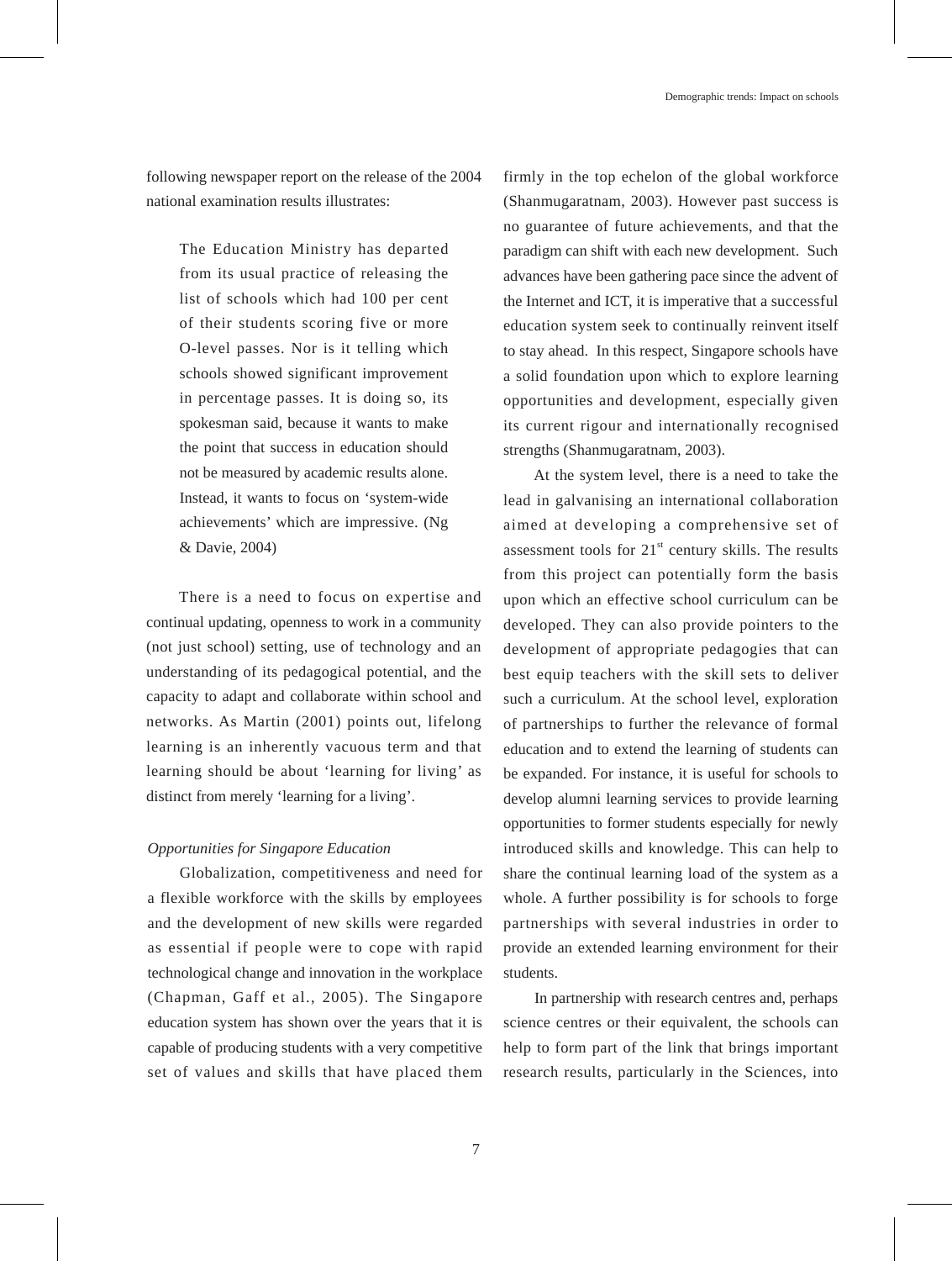following newspaper report on the release of the 2004 national examination results illustrates:

> The Education Ministry has departed from its usual practice of releasing the list of schools which had 100 per cent of their students scoring five or more O-level passes. Nor is it telling which schools showed significant improvement in percentage passes. It is doing so, its spokesman said, because it wants to make the point that success in education should not be measured by academic results alone. Instead, it wants to focus on 'system-wide achievements' which are impressive. (Ng & Davie, 2004)

There is a need to focus on expertise and continual updating, openness to work in a community (not just school) setting, use of technology and an understanding of its pedagogical potential, and the capacity to adapt and collaborate within school and networks. As Martin (2001) points out, lifelong learning is an inherently vacuous term and that learning should be about 'learning for living' as distinct from merely 'learning for a living'.

*Opportunities for Singapore Education*

Globalization, competitiveness and need for a flexible workforce with the skills by employees and the development of new skills were regarded as essential if people were to cope with rapid technological change and innovation in the workplace (Chapman, Gaff et al., 2005). The Singapore education system has shown over the years that it is capable of producing students with a very competitive set of values and skills that have placed them firmly in the top echelon of the global workforce (Shanmugaratnam, 2003). However past success is no guarantee of future achievements, and that the paradigm can shift with each new development. Such advances have been gathering pace since the advent of the Internet and ICT, it is imperative that a successful education system seek to continually reinvent itself to stay ahead. In this respect, Singapore schools have a solid foundation upon which to explore learning opportunities and development, especially given its current rigour and internationally recognised strengths (Shanmugaratnam, 2003).

At the system level, there is a need to take the lead in galvanising an international collaboration aimed at developing a comprehensive set of assessment tools for 21st century skills. The results from this project can potentially form the basis upon which an effective school curriculum can be developed. They can also provide pointers to the development of appropriate pedagogies that can best equip teachers with the skill sets to deliver such a curriculum. At the school level, exploration of partnerships to further the relevance of formal education and to extend the learning of students can be expanded. For instance, it is useful for schools to develop alumni learning services to provide learning opportunities to former students especially for newly introduced skills and knowledge. This can help to share the continual learning load of the system as a whole. A further possibility is for schools to forge partnerships with several industries in order to provide an extended learning environment for their students.

In partnership with research centres and, perhaps science centres or their equivalent, the schools can help to form part of the link that brings important research results, particularly in the Sciences, into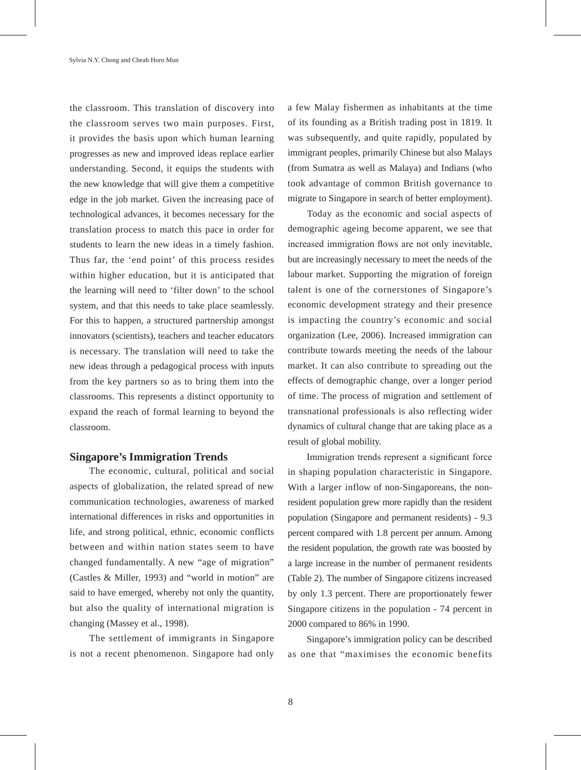the classroom. This translation of discovery into the classroom serves two main purposes. First, it provides the basis upon which human learning progresses as new and improved ideas replace earlier understanding. Second, it equips the students with the new knowledge that will give them a competitive edge in the job market. Given the increasing pace of technological advances, it becomes necessary for the translation process to match this pace in order for students to learn the new ideas in a timely fashion. Thus far, the 'end point' of this process resides within higher education, but it is anticipated that the learning will need to 'filter down' to the school system, and that this needs to take place seamlessly. For this to happen, a structured partnership amongst innovators (scientists), teachers and teacher educators is necessary. The translation will need to take the new ideas through a pedagogical process with inputs from the key partners so as to bring them into the classrooms. This represents a distinct opportunity to expand the reach of formal learning to beyond the classroom.

## Singapore's Immigration Trends

The economic, cultural, political and social aspects of globalization, the related spread of new communication technologies, awareness of marked international differences in risks and opportunities in life, and strong political, ethnic, economic conflicts between and within nation states seem to have changed fundamentally. A new "age of migration" (Castles & Miller, 1993) and "world in motion" are said to have emerged, whereby not only the quantity, but also the quality of international migration is changing (Massey et al., 1998).

The settlement of immigrants in Singapore is not a recent phenomenon. Singapore had only a few Malay fishermen as inhabitants at the time of its founding as a British trading post in 1819. It was subsequently, and quite rapidly, populated by immigrant peoples, primarily Chinese but also Malays (from Sumatra as well as Malaya) and Indians (who took advantage of common British governance to migrate to Singapore in search of better employment).

Today as the economic and social aspects of demographic ageing become apparent, we see that increased immigration flows are not only inevitable, but are increasingly necessary to meet the needs of the labour market. Supporting the migration of foreign talent is one of the cornerstones of Singapore's economic development strategy and their presence is impacting the country's economic and social organization (Lee, 2006). Increased immigration can contribute towards meeting the needs of the labour market. It can also contribute to spreading out the effects of demographic change, over a longer period of time. The process of migration and settlement of transnational professionals is also reflecting wider dynamics of cultural change that are taking place as a result of global mobility.

Immigration trends represent a significant force in shaping population characteristic in Singapore. With a larger inflow of non-Singaporeans, the non-resident population grew more rapidly than the resident population (Singapore and permanent residents) - 9.3 percent compared with 1.8 percent per annum. Among the resident population, the growth rate was boosted by a large increase in the number of permanent residents (Table 2). The number of Singapore citizens increased by only 1.3 percent. There are proportionately fewer Singapore citizens in the population - 74 percent in 2000 compared to 86% in 1990.

Singapore's immigration policy can be described as one that "maximises the economic benefits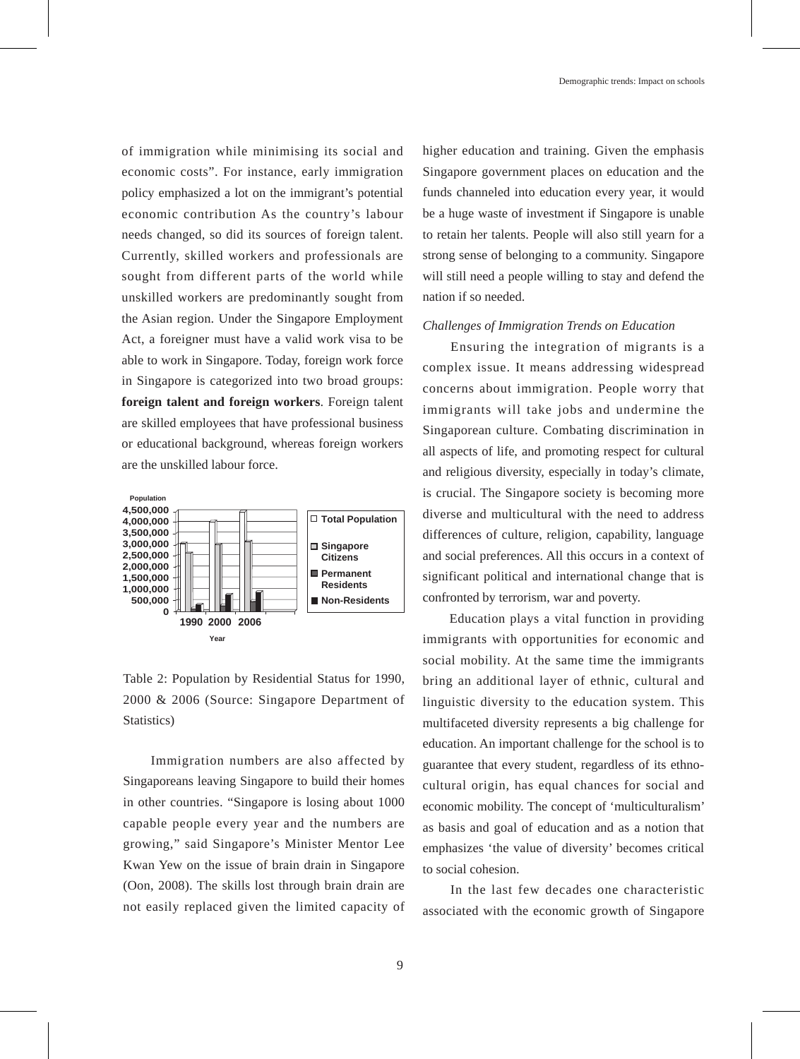of immigration while minimising its social and economic costs". For instance, early immigration policy emphasized a lot on the immigrant's potential economic contribution As the country's labour needs changed, so did its sources of foreign talent. Currently, skilled workers and professionals are sought from different parts of the world while unskilled workers are predominantly sought from the Asian region. Under the Singapore Employment Act, a foreigner must have a valid work visa to be able to work in Singapore. Today, foreign work force in Singapore is categorized into two broad groups: **foreign talent and foreign workers**. Foreign talent are skilled employees that have professional business or educational background, whereas foreign workers are the unskilled labour force.

Table 2: Population by Residential Status for 1990, 2000 & 2006 (Source: Singapore Department of Statistics)

Immigration numbers are also affected by Singaporeans leaving Singapore to build their homes in other countries. "Singapore is losing about 1000 capable people every year and the numbers are growing," said Singapore's Minister Mentor Lee Kwan Yew on the issue of brain drain in Singapore (Oon, 2008). The skills lost through brain drain are not easily replaced given the limited capacity of higher education and training. Given the emphasis Singapore government places on education and the funds channeled into education every year, it would be a huge waste of investment if Singapore is unable to retain her talents. People will also still yearn for a strong sense of belonging to a community. Singapore will still need a people willing to stay and defend the nation if so needed.

*Challenges of Immigration Trends on Education*

Ensuring the integration of migrants is a complex issue. It means addressing widespread concerns about immigration. People worry that immigrants will take jobs and undermine the Singaporean culture. Combating discrimination in all aspects of life, and promoting respect for cultural and religious diversity, especially in today's climate, is crucial. The Singapore society is becoming more diverse and multicultural with the need to address differences of culture, religion, capability, language and social preferences. All this occurs in a context of significant political and international change that is confronted by terrorism, war and poverty.

Education plays a vital function in providing immigrants with opportunities for economic and social mobility. At the same time the immigrants bring an additional layer of ethnic, cultural and linguistic diversity to the education system. This multifaceted diversity represents a big challenge for education. An important challenge for the school is to guarantee that every student, regardless of its ethno-cultural origin, has equal chances for social and economic mobility. The concept of 'multiculturalism' as basis and goal of education and as a notion that emphasizes 'the value of diversity' becomes critical to social cohesion.

In the last few decades one characteristic associated with the economic growth of Singapore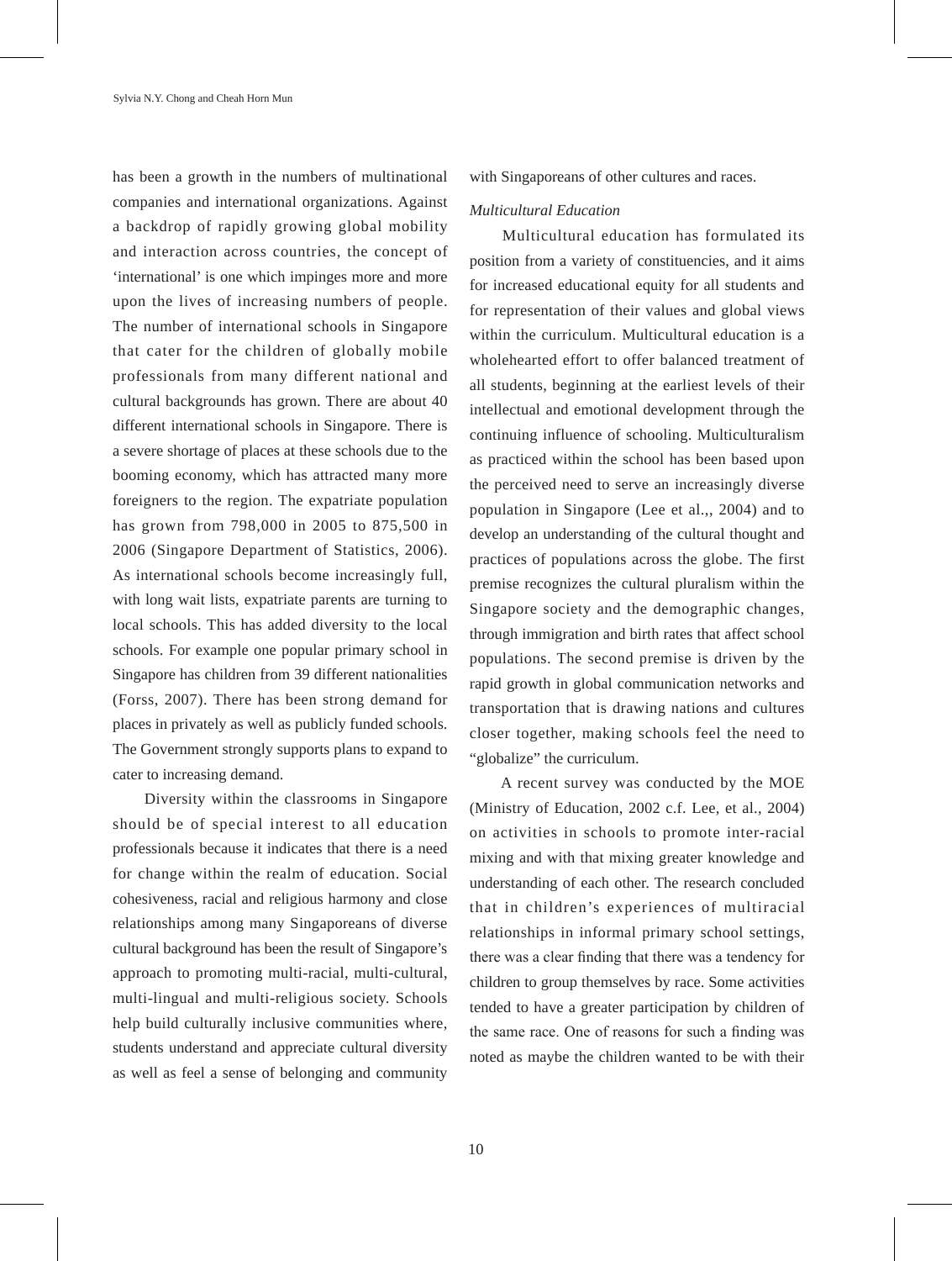has been a growth in the numbers of multinational companies and international organizations. Against a backdrop of rapidly growing global mobility and interaction across countries, the concept of 'international' is one which impinges more and more upon the lives of increasing numbers of people. The number of international schools in Singapore that cater for the children of globally mobile professionals from many different national and cultural backgrounds has grown. There are about 40 different international schools in Singapore. There is a severe shortage of places at these schools due to the booming economy, which has attracted many more foreigners to the region. The expatriate population has grown from 798,000 in 2005 to 875,500 in 2006 (Singapore Department of Statistics, 2006). As international schools become increasingly full, with long wait lists, expatriate parents are turning to local schools. This has added diversity to the local schools. For example one popular primary school in Singapore has children from 39 different nationalities (Forss, 2007). There has been strong demand for places in privately as well as publicly funded schools. The Government strongly supports plans to expand to cater to increasing demand.

Diversity within the classrooms in Singapore should be of special interest to all education professionals because it indicates that there is a need for change within the realm of education. Social cohesiveness, racial and religious harmony and close relationships among many Singaporeans of diverse cultural background has been the result of Singapore's approach to promoting multi-racial, multi-cultural, multi-lingual and multi-religious society. Schools help build culturally inclusive communities where, students understand and appreciate cultural diversity as well as feel a sense of belonging and community with Singaporeans of other cultures and races.

*Multicultural Education*

Multicultural education has formulated its position from a variety of constituencies, and it aims for increased educational equity for all students and for representation of their values and global views within the curriculum. Multicultural education is a wholehearted effort to offer balanced treatment of all students, beginning at the earliest levels of their intellectual and emotional development through the continuing influence of schooling. Multiculturalism as practiced within the school has been based upon the perceived need to serve an increasingly diverse population in Singapore (Lee et al.,, 2004) and to develop an understanding of the cultural thought and practices of populations across the globe. The first premise recognizes the cultural pluralism within the Singapore society and the demographic changes, through immigration and birth rates that affect school populations. The second premise is driven by the rapid growth in global communication networks and transportation that is drawing nations and cultures closer together, making schools feel the need to "globalize" the curriculum.

A recent survey was conducted by the MOE (Ministry of Education, 2002 c.f. Lee, et al., 2004) on activities in schools to promote inter-racial mixing and with that mixing greater knowledge and understanding of each other. The research concluded that in children's experiences of multiracial relationships in informal primary school settings, there was a clear finding that there was a tendency for children to group themselves by race. Some activities tended to have a greater participation by children of the same race. One of reasons for such a finding was noted as maybe the children wanted to be with their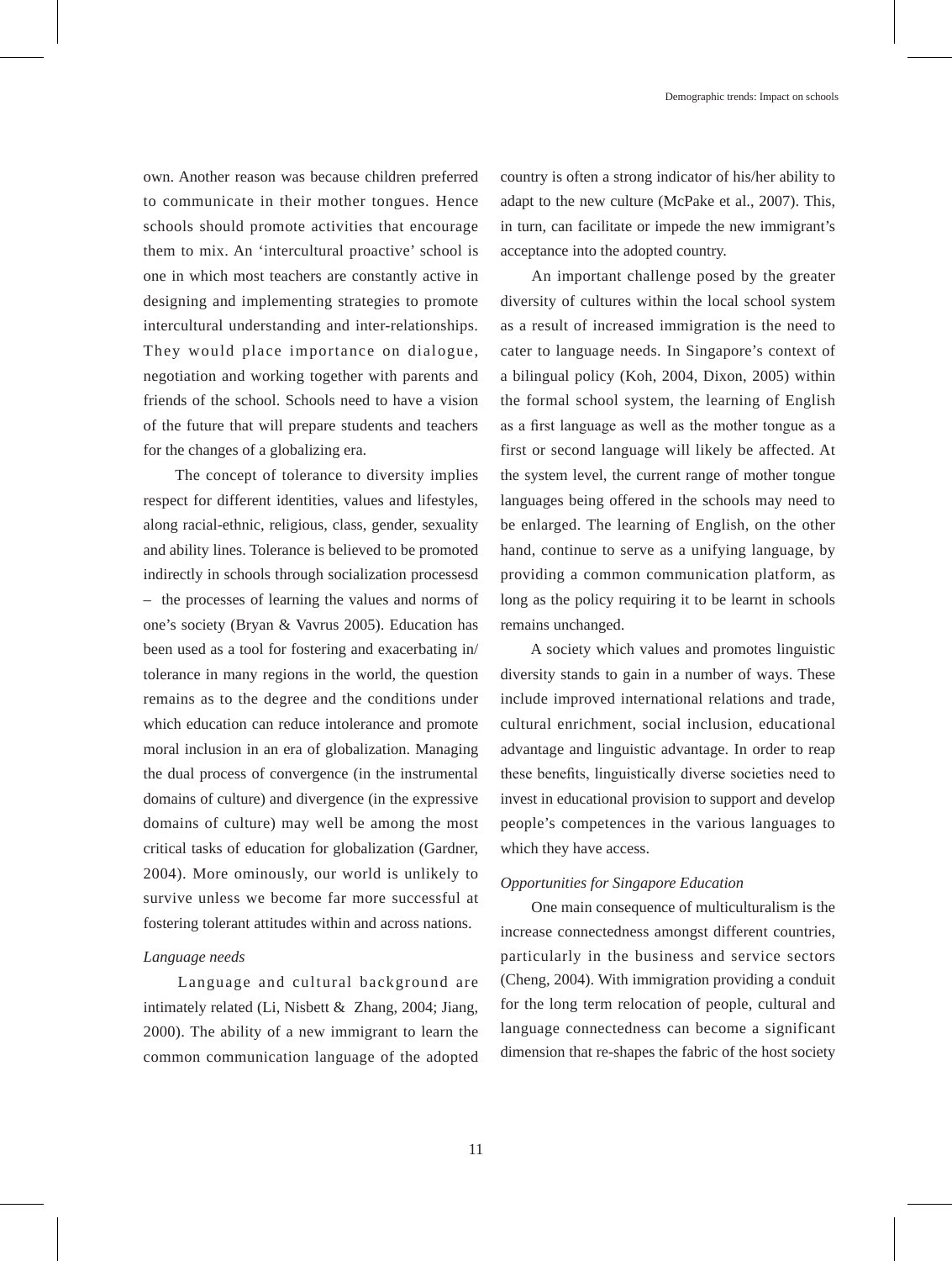own. Another reason was because children preferred to communicate in their mother tongues. Hence schools should promote activities that encourage them to mix. An 'intercultural proactive' school is one in which most teachers are constantly active in designing and implementing strategies to promote intercultural understanding and inter-relationships. They would place importance on dialogue, negotiation and working together with parents and friends of the school. Schools need to have a vision of the future that will prepare students and teachers for the changes of a globalizing era.

The concept of tolerance to diversity implies respect for different identities, values and lifestyles, along racial-ethnic, religious, class, gender, sexuality and ability lines. Tolerance is believed to be promoted indirectly in schools through socialization processesd – the processes of learning the values and norms of one's society (Bryan & Vavrus 2005). Education has been used as a tool for fostering and exacerbating in/tolerance in many regions in the world, the question remains as to the degree and the conditions under which education can reduce intolerance and promote moral inclusion in an era of globalization. Managing the dual process of convergence (in the instrumental domains of culture) and divergence (in the expressive domains of culture) may well be among the most critical tasks of education for globalization (Gardner, 2004). More ominously, our world is unlikely to survive unless we become far more successful at fostering tolerant attitudes within and across nations.

*Language needs*

Language and cultural background are intimately related (Li, Nisbett & Zhang, 2004; Jiang, 2000). The ability of a new immigrant to learn the common communication language of the adopted country is often a strong indicator of his/her ability to adapt to the new culture (McPake et al., 2007). This, in turn, can facilitate or impede the new immigrant's acceptance into the adopted country.

An important challenge posed by the greater diversity of cultures within the local school system as a result of increased immigration is the need to cater to language needs. In Singapore's context of a bilingual policy (Koh, 2004, Dixon, 2005) within the formal school system, the learning of English as a first language as well as the mother tongue as a first or second language will likely be affected. At the system level, the current range of mother tongue languages being offered in the schools may need to be enlarged. The learning of English, on the other hand, continue to serve as a unifying language, by providing a common communication platform, as long as the policy requiring it to be learnt in schools remains unchanged.

A society which values and promotes linguistic diversity stands to gain in a number of ways. These include improved international relations and trade, cultural enrichment, social inclusion, educational advantage and linguistic advantage. In order to reap these benefits, linguistically diverse societies need to invest in educational provision to support and develop people's competences in the various languages to which they have access.

*Opportunities for Singapore Education*

One main consequence of multiculturalism is the increase connectedness amongst different countries, particularly in the business and service sectors (Cheng, 2004). With immigration providing a conduit for the long term relocation of people, cultural and language connectedness can become a significant dimension that re-shapes the fabric of the host society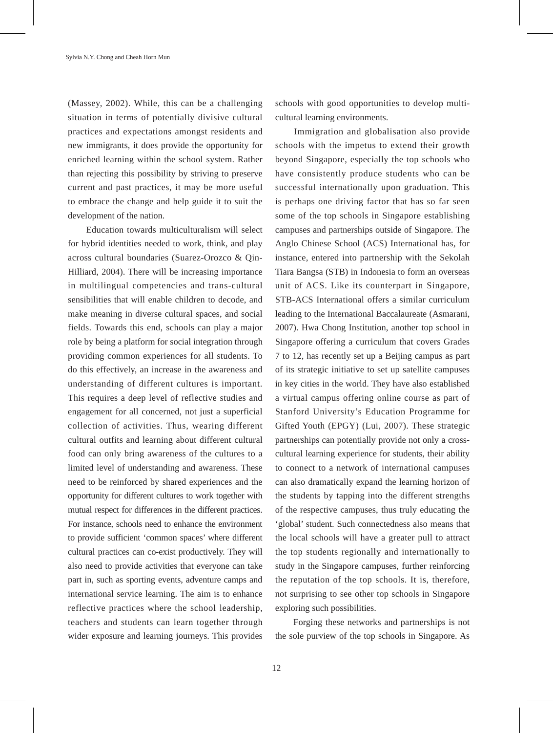(Massey, 2002). While, this can be a challenging situation in terms of potentially divisive cultural practices and expectations amongst residents and new immigrants, it does provide the opportunity for enriched learning within the school system. Rather than rejecting this possibility by striving to preserve current and past practices, it may be more useful to embrace the change and help guide it to suit the development of the nation.

Education towards multiculturalism will select for hybrid identities needed to work, think, and play across cultural boundaries (Suarez-Orozco & Qin-Hilliard, 2004). There will be increasing importance in multilingual competencies and trans-cultural sensibilities that will enable children to decode, and make meaning in diverse cultural spaces, and social fields. Towards this end, schools can play a major role by being a platform for social integration through providing common experiences for all students. To do this effectively, an increase in the awareness and understanding of different cultures is important. This requires a deep level of reflective studies and engagement for all concerned, not just a superficial collection of activities. Thus, wearing different cultural outfits and learning about different cultural food can only bring awareness of the cultures to a limited level of understanding and awareness. These need to be reinforced by shared experiences and the opportunity for different cultures to work together with mutual respect for differences in the different practices. For instance, schools need to enhance the environment to provide sufficient 'common spaces' where different cultural practices can co-exist productively. They will also need to provide activities that everyone can take part in, such as sporting events, adventure camps and international service learning. The aim is to enhance reflective practices where the school leadership, teachers and students can learn together through wider exposure and learning journeys. This provides schools with good opportunities to develop multi-cultural learning environments.

Immigration and globalisation also provide schools with the impetus to extend their growth beyond Singapore, especially the top schools who have consistently produce students who can be successful internationally upon graduation. This is perhaps one driving factor that has so far seen some of the top schools in Singapore establishing campuses and partnerships outside of Singapore. The Anglo Chinese School (ACS) International has, for instance, entered into partnership with the Sekolah Tiara Bangsa (STB) in Indonesia to form an overseas unit of ACS. Like its counterpart in Singapore, STB-ACS International offers a similar curriculum leading to the International Baccalaureate (Asmarani, 2007). Hwa Chong Institution, another top school in Singapore offering a curriculum that covers Grades 7 to 12, has recently set up a Beijing campus as part of its strategic initiative to set up satellite campuses in key cities in the world. They have also established a virtual campus offering online course as part of Stanford University's Education Programme for Gifted Youth (EPGY) (Lui, 2007). These strategic partnerships can potentially provide not only a cross-cultural learning experience for students, their ability to connect to a network of international campuses can also dramatically expand the learning horizon of the students by tapping into the different strengths of the respective campuses, thus truly educating the 'global' student. Such connectedness also means that the local schools will have a greater pull to attract the top students regionally and internationally to study in the Singapore campuses, further reinforcing the reputation of the top schools. It is, therefore, not surprising to see other top schools in Singapore exploring such possibilities.

Forging these networks and partnerships is not the sole purview of the top schools in Singapore. As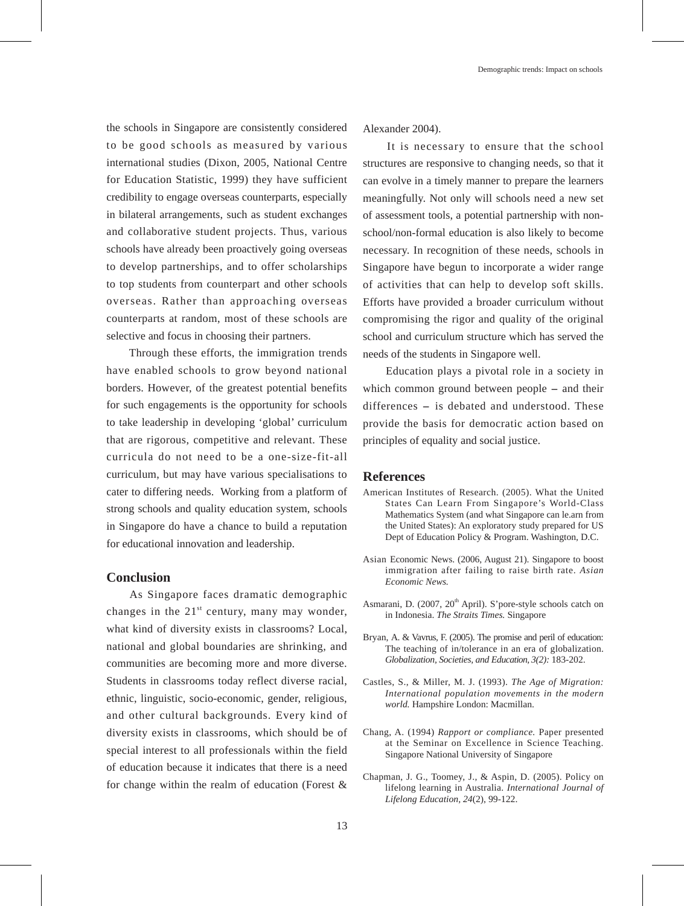the schools in Singapore are consistently considered to be good schools as measured by various international studies (Dixon, 2005, National Centre for Education Statistic, 1999) they have sufficient credibility to engage overseas counterparts, especially in bilateral arrangements, such as student exchanges and collaborative student projects. Thus, various schools have already been proactively going overseas to develop partnerships, and to offer scholarships to top students from counterpart and other schools overseas. Rather than approaching overseas counterparts at random, most of these schools are selective and focus in choosing their partners.

Through these efforts, the immigration trends have enabled schools to grow beyond national borders. However, of the greatest potential benefits for such engagements is the opportunity for schools to take leadership in developing 'global' curriculum that are rigorous, competitive and relevant. These curricula do not need to be a one-size-fit-all curriculum, but may have various specialisations to cater to differing needs. Working from a platform of strong schools and quality education system, schools in Singapore do have a chance to build a reputation for educational innovation and leadership.

## Conclusion

As Singapore faces dramatic demographic changes in the 21st century, many may wonder, what kind of diversity exists in classrooms? Local, national and global boundaries are shrinking, and communities are becoming more and more diverse. Students in classrooms today reflect diverse racial, ethnic, linguistic, socio-economic, gender, religious, and other cultural backgrounds. Every kind of diversity exists in classrooms, which should be of special interest to all professionals within the field of education because it indicates that there is a need for change within the realm of education (Forest & Alexander 2004).

It is necessary to ensure that the school structures are responsive to changing needs, so that it can evolve in a timely manner to prepare the learners meaningfully. Not only will schools need a new set of assessment tools, a potential partnership with non-school/non-formal education is also likely to become necessary. In recognition of these needs, schools in Singapore have begun to incorporate a wider range of activities that can help to develop soft skills. Efforts have provided a broader curriculum without compromising the rigor and quality of the original school and curriculum structure which has served the needs of the students in Singapore well.

Education plays a pivotal role in a society in which common ground between people – and their differences – is debated and understood. These provide the basis for democratic action based on principles of equality and social justice.

## References

American Institutes of Research. (2005). What the United States Can Learn From Singapore's World-Class Mathematics System (and what Singapore can le.arn from the United States): An exploratory study prepared for US Dept of Education Policy & Program. Washington, D.C.

Asian Economic News. (2006, August 21). Singapore to boost immigration after failing to raise birth rate. *Asian Economic News.*

Asmarani, D. (2007, 20th April). S'pore-style schools catch on in Indonesia. *The Straits Times.* Singapore

Bryan, A. & Vavrus, F. (2005). The promise and peril of education: The teaching of in/tolerance in an era of globalization. *Globalization, Societies, and Education, 3(2):* 183-202.

Castles, S., & Miller, M. J. (1993). *The Age of Migration: International population movements in the modern world.* Hampshire London: Macmillan.

Chang, A. (1994) *Rapport or compliance.* Paper presented at the Seminar on Excellence in Science Teaching. Singapore National University of Singapore

Chapman, J. G., Toomey, J., & Aspin, D. (2005). Policy on lifelong learning in Australia. *International Journal of Lifelong Education, 24*(2), 99-122.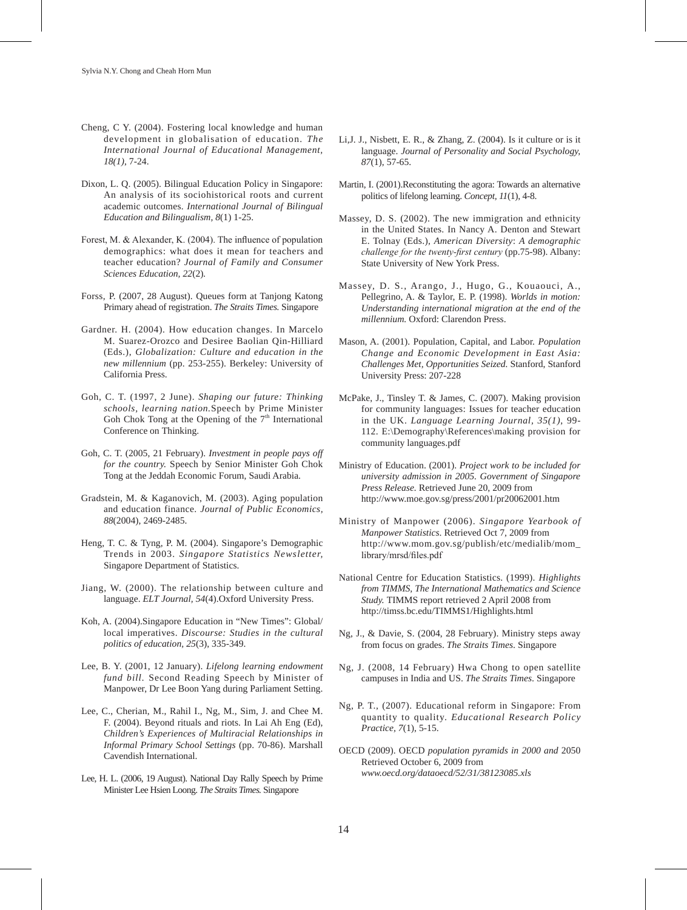Cheng, C Y. (2004). Fostering local knowledge and human development in globalisation of education. *The International Journal of Educational Management, 18(1)*, 7-24.

Dixon, L. Q. (2005). Bilingual Education Policy in Singapore: An analysis of its sociohistorical roots and current academic outcomes. *International Journal of Bilingual Education and Bilingualism, 8*(1) 1-25.

Forest, M. & Alexander, K. (2004). The influence of population demographics: what does it mean for teachers and teacher education? *Journal of Family and Consumer Sciences Education, 22*(2).

Forss, P. (2007, 28 August). Queues form at Tanjong Katong Primary ahead of registration. *The Straits Times.* Singapore

Gardner. H. (2004). How education changes. In Marcelo M. Suarez-Orozco and Desiree Baolian Qin-Hilliard (Eds.), *Globalization: Culture and education in the new millennium* (pp. 253-255). Berkeley: University of California Press.

Goh, C. T. (1997, 2 June). *Shaping our future: Thinking schools, learning nation.*Speech by Prime Minister Goh Chok Tong at the Opening of the 7th International Conference on Thinking.

Goh, C. T. (2005, 21 February). *Investment in people pays off for the country.* Speech by Senior Minister Goh Chok Tong at the Jeddah Economic Forum, Saudi Arabia.

Gradstein, M. & Kaganovich, M. (2003). Aging population and education finance. *Journal of Public Economics, 88*(2004), 2469-2485.

Heng, T. C. & Tyng, P. M. (2004). Singapore's Demographic Trends in 2003. *Singapore Statistics Newsletter,* Singapore Department of Statistics.

Jiang, W. (2000). The relationship between culture and language. *ELT Journal, 54*(4).Oxford University Press.

Koh, A. (2004).Singapore Education in "New Times": Global/ local imperatives. *Discourse: Studies in the cultural politics of education, 25*(3), 335-349.

Lee, B. Y. (2001, 12 January). *Lifelong learning endowment fund bill.* Second Reading Speech by Minister of Manpower, Dr Lee Boon Yang during Parliament Setting.

Lee, C., Cherian, M., Rahil I., Ng, M., Sim, J. and Chee M. F. (2004). Beyond rituals and riots. In Lai Ah Eng (Ed), *Children's Experiences of Multiracial Relationships in Informal Primary School Settings* (pp. 70-86). Marshall Cavendish International.

Lee, H. L. (2006, 19 August). National Day Rally Speech by Prime Minister Lee Hsien Loong. *The Straits Times.* Singapore

Li,J. J., Nisbett, E. R., & Zhang, Z. (2004). Is it culture or is it language. *Journal of Personality and Social Psychology, 87*(1), 57-65.

Martin, I. (2001).Reconstituting the agora: Towards an alternative politics of lifelong learning. *Concept, 11*(1), 4-8.

Massey, D. S. (2002). The new immigration and ethnicity in the United States. In Nancy A. Denton and Stewart E. Tolnay (Eds.), *American Diversity*: *A demographic challenge for the twenty-first century* (pp.75-98). Albany: State University of New York Press.

Massey, D. S., Arango, J., Hugo, G., Kouaouci, A., Pellegrino, A. & Taylor, E. P. (1998). *Worlds in motion: Understanding international migration at the end of the millennium.* Oxford: Clarendon Press.

Mason, A. (2001). Population, Capital, and Labor. *Population Change and Economic Development in East Asia: Challenges Met, Opportunities Seized.* Stanford, Stanford University Press: 207-228

McPake, J., Tinsley T. & James, C. (2007). Making provision for community languages: Issues for teacher education in the UK. *Language Learning Journal, 35(1)*, 99-112. E:\Demography\References\making provision for community languages.pdf

Ministry of Education. (2001). *Project work to be included for university admission in 2005. Government of Singapore Press Release.* Retrieved June 20, 2009 from http://www.moe.gov.sg/press/2001/pr20062001.htm

Ministry of Manpower (2006). *Singapore Yearbook of Manpower Statistics.* Retrieved Oct 7, 2009 from http://www.mom.gov.sg/publish/etc/medialib/mom_library/mrsd/files.pdf

National Centre for Education Statistics. (1999). *Highlights from TIMMS, The International Mathematics and Science Study.* TIMMS report retrieved 2 April 2008 from http://timss.bc.edu/TIMMS1/Highlights.html

Ng, J., & Davie, S. (2004, 28 February). Ministry steps away from focus on grades. *The Straits Times*. Singapore

Ng, J. (2008, 14 February) Hwa Chong to open satellite campuses in India and US. *The Straits Times*. Singapore

Ng, P. T., (2007). Educational reform in Singapore: From quantity to quality. *Educational Research Policy Practice, 7*(1), 5-15.

OECD (2009). OECD *population pyramids in 2000 and* 2050 Retrieved October 6, 2009 from *www.oecd.org/dataoecd/52/31/38123085.xls*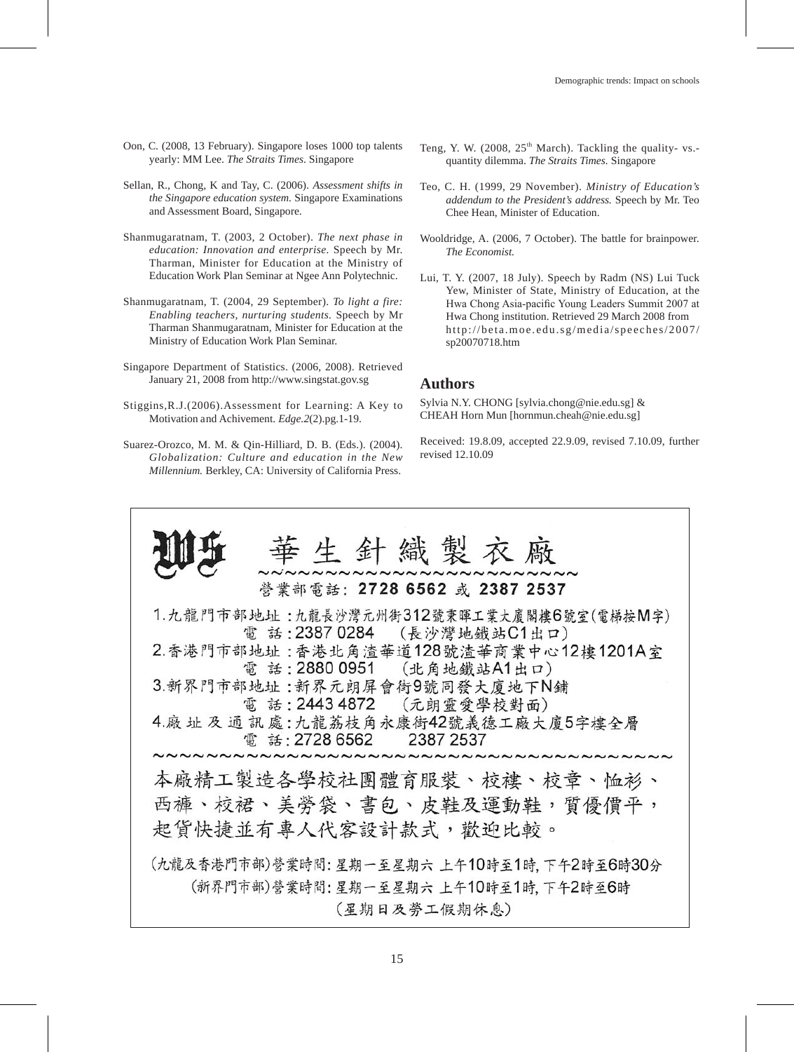Oon, C. (2008, 13 February). Singapore loses 1000 top talents yearly: MM Lee. *The Straits Times*. Singapore

Sellan, R., Chong, K and Tay, C. (2006). *Assessment shifts in the Singapore education system.* Singapore Examinations and Assessment Board, Singapore.

Shanmugaratnam, T. (2003, 2 October). *The next phase in education: Innovation and enterprise.* Speech by Mr. Tharman, Minister for Education at the Ministry of Education Work Plan Seminar at Ngee Ann Polytechnic.

Shanmugaratnam, T. (2004, 29 September). *To light a fire: Enabling teachers, nurturing students.* Speech by Mr Tharman Shanmugaratnam, Minister for Education at the Ministry of Education Work Plan Seminar.

Singapore Department of Statistics. (2006, 2008). Retrieved January 21, 2008 from http://www.singstat.gov.sg

Stiggins,R.J.(2006).Assessment for Learning: A Key to Motivation and Achivement. *Edge.2*(2).pg.1-19.

Suarez-Orozco, M. M. & Qin-Hilliard, D. B. (Eds.). (2004). *Globalization: Culture and education in the New Millennium.* Berkley, CA: University of California Press.

Teng, Y. W. (2008, 25th March). Tackling the quality- vs.-quantity dilemma. *The Straits Times.* Singapore

Teo, C. H. (1999, 29 November). *Ministry of Education's addendum to the President's address.* Speech by Mr. Teo Chee Hean, Minister of Education.

Wooldridge, A. (2006, 7 October). The battle for brainpower. *The Economist.*

Lui, T. Y. (2007, 18 July). Speech by Radm (NS) Lui Tuck Yew, Minister of State, Ministry of Education, at the Hwa Chong Asia-pacific Young Leaders Summit 2007 at Hwa Chong institution. Retrieved 29 March 2008 from http://beta.moe.edu.sg/media/speeches/2007/sp20070718.htm

## Authors

Sylvia N.Y. CHONG [sylvia.chong@nie.edu.sg] &
CHEAH Horn Mun [hornmun.cheah@nie.edu.sg]

Received: 19.8.09, accepted 22.9.09, revised 7.10.09, further revised 12.10.09

---

WS 華生針織製衣廠

營業部電話: 2728 6562 或 2387 2537

1.九龍門市部地址:九龍長沙灣元州街312號東暉工業大廈閣樓6號室(電梯按M字)
電 話:2387 0284 (長沙灣地鐵站C1出口)

2.香港門市部地址:香港北角渣華道128號渣華商業中心12樓1201A室
電 話:2880 0951 (北角地鐵站A1出口)

3.新界門市部地址:新界元朗屏會街9號同發大廈地下N鋪
電 話:2443 4872 (元朗靈愛學校對面)

4.廠址及通訊處:九龍荔枝角永康街42號義德工廠大廈5字樓全層
電 話:2728 6562 2387 2537

本廠精工製造各學校社團體育服裝、校褸、校章、恤衫、西褲、校裙、美勞袋、書包、皮鞋及運動鞋,質優價平,起貨快捷並有專人代客設計款式,歡迎比較。

(九龍及香港門市部)營業時間: 星期一至星期六 上午10時至1時, 下午2時至6時30分
(新界門市部)營業時間: 星期一至星期六 上午10時至1時, 下午2時至6時
(星期日及勞工假期休息)